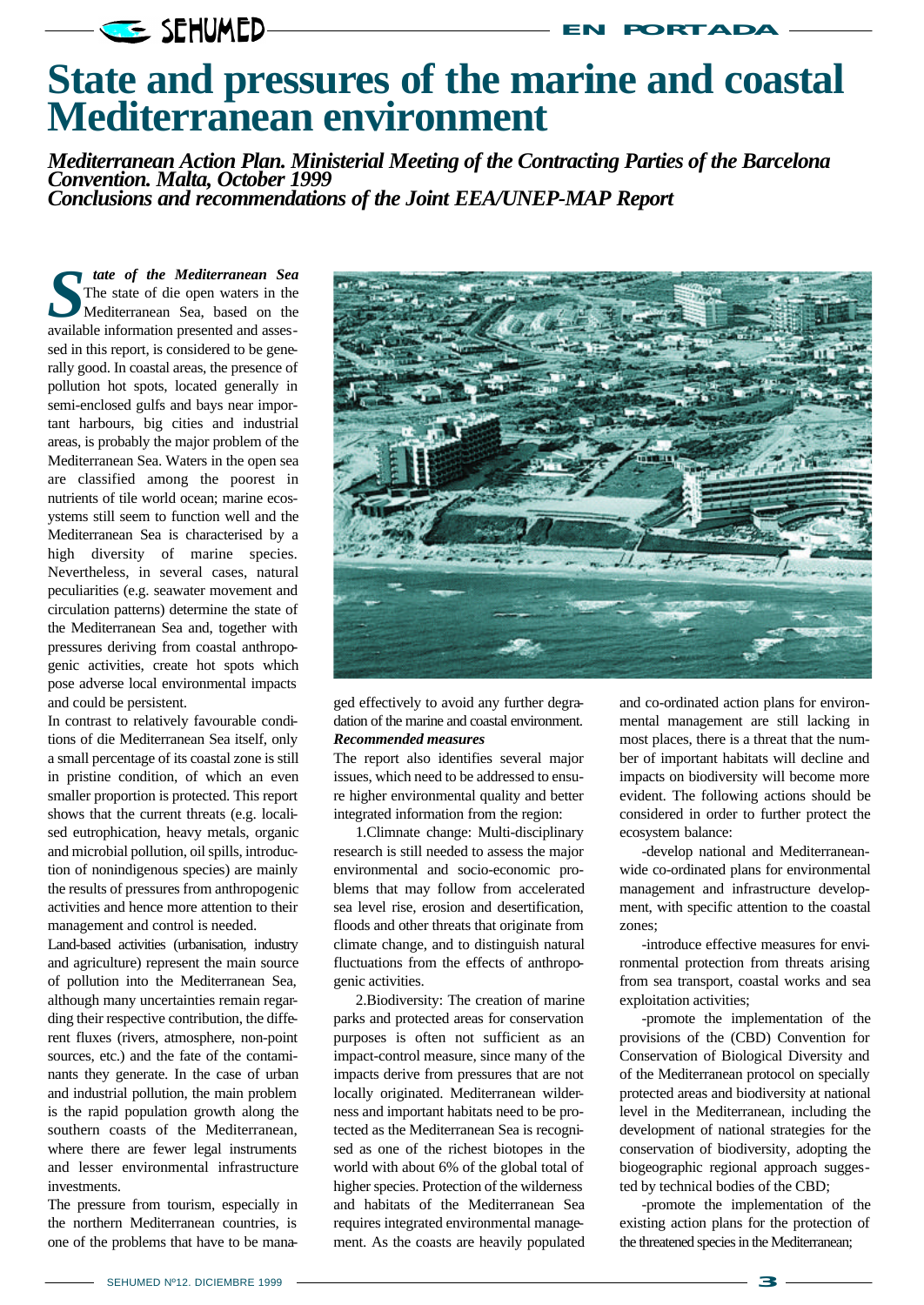# State and pressures of the marine and coastal Mediterranean environment

***Mediterranean Action Plan. Ministerial Meeting of the Contracting Parties of the Barcelona Convention. Malta, October 1999***
***Conclusions and recommendations of the Joint EEA/UNEP-MAP Report***

***State of the Mediterranean Sea***
The state of die open waters in the Mediterranean Sea, based on the available information presented and assessed in this report, is considered to be generally good. In coastal areas, the presence of pollution hot spots, located generally in semi-enclosed gulfs and bays near important harbours, big cities and industrial areas, is probably the major problem of the Mediterranean Sea. Waters in the open sea are classified among the poorest in nutrients of tile world ocean; marine ecosystems still seem to function well and the Mediterranean Sea is characterised by a high diversity of marine species. Nevertheless, in several cases, natural peculiarities (e.g. seawater movement and circulation patterns) determine the state of the Mediterranean Sea and, together with pressures deriving from coastal anthropogenic activities, create hot spots which pose adverse local environmental impacts and could be persistent.

In contrast to relatively favourable conditions of die Mediterranean Sea itself, only a small percentage of its coastal zone is still in pristine condition, of which an even smaller proportion is protected. This report shows that the current threats (e.g. localised eutrophication, heavy metals, organic and microbial pollution, oil spills, introduction of nonindigenous species) are mainly the results of pressures from anthropogenic activities and hence more attention to their management and control is needed.

Land-based activities (urbanisation, industry and agriculture) represent the main source of pollution into the Mediterranean Sea, although many uncertainties remain regarding their respective contribution, the different fluxes (rivers, atmosphere, non-point sources, etc.) and the fate of the contaminants they generate. In the case of urban and industrial pollution, the main problem is the rapid population growth along the southern coasts of the Mediterranean, where there are fewer legal instruments and lesser environmental infrastructure investments.

The pressure from tourism, especially in the northern Mediterranean countries, is one of the problems that have to be managed effectively to avoid any further degradation of the marine and coastal environment.

***Recommended measures***

The report also identifies several major issues, which need to be addressed to ensure higher environmental quality and better integrated information from the region:

1.Climnate change: Multi-disciplinary research is still needed to assess the major environmental and socio-economic problems that may follow from accelerated sea level rise, erosion and desertification, floods and other threats that originate from climate change, and to distinguish natural fluctuations from the effects of anthropogenic activities.

2.Biodiversity: The creation of marine parks and protected areas for conservation purposes is often not sufficient as an impact-control measure, since many of the impacts derive from pressures that are not locally originated. Mediterranean wilderness and important habitats need to be protected as the Mediterranean Sea is recognised as one of the richest biotopes in the world with about 6% of the global total of higher species. Protection of the wilderness and habitats of the Mediterranean Sea requires integrated environmental management. As the coasts are heavily populated and co-ordinated action plans for environmental management are still lacking in most places, there is a threat that the number of important habitats will decline and impacts on biodiversity will become more evident. The following actions should be considered in order to further protect the ecosystem balance:

-develop national and Mediterranean-wide co-ordinated plans for environmental management and infrastructure development, with specific attention to the coastal zones;

-introduce effective measures for environmental protection from threats arising from sea transport, coastal works and sea exploitation activities;

-promote the implementation of the provisions of the (CBD) Convention for Conservation of Biological Diversity and of the Mediterranean protocol on specially protected areas and biodiversity at national level in the Mediterranean, including the development of national strategies for the conservation of biodiversity, adopting the biogeographic regional approach suggested by technical bodies of the CBD;

-promote the implementation of the existing action plans for the protection of the threatened species in the Mediterranean;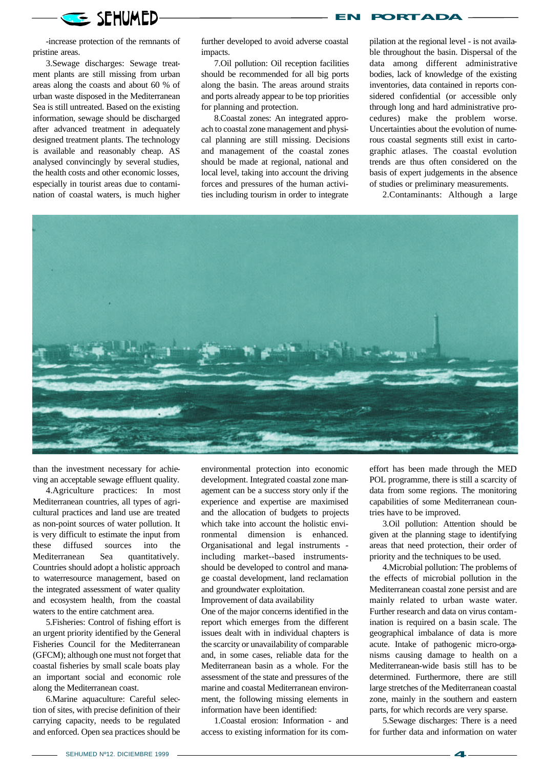-increase protection of the remnants of pristine areas.

3.Sewage discharges: Sewage treatment plants are still missing from urban areas along the coasts and about 60 % of urban waste disposed in the Mediterranean Sea is still untreated. Based on the existing information, sewage should be discharged after advanced treatment in adequately designed treatment plants. The technology is available and reasonably cheap. AS analysed convincingly by several studies, the health costs and other economic losses, especially in tourist areas due to contamination of coastal waters, is much higher than the investment necessary for achieving an acceptable sewage effluent quality.

4.Agriculture practices: In most Mediterranean countries, all types of agricultural practices and land use are treated as non-point sources of water pollution. It is very difficult to estimate the input from these diffused sources into the Mediterranean Sea quantitatively. Countries should adopt a holistic approach to waterresource management, based on the integrated assessment of water quality and ecosystem health, from the coastal waters to the entire catchment area.

5.Fisheries: Control of fishing effort is an urgent priority identified by the General Fisheries Council for the Mediterranean (GFCM); although one must not forget that coastal fisheries by small scale boats play an important social and economic role along the Mediterranean coast.

6.Marine aquaculture: Careful selection of sites, with precise definition of their carrying capacity, needs to be regulated and enforced. Open sea practices should be further developed to avoid adverse coastal impacts.

7.Oil pollution: Oil reception facilities should be recommended for all big ports along the basin. The areas around straits and ports already appear to be top priorities for planning and protection.

8.Coastal zones: An integrated approach to coastal zone management and physical planning are still missing. Decisions and management of the coastal zones should be made at regional, national and local level, taking into account the driving forces and pressures of the human activities including tourism in order to integrate environmental protection into economic development. Integrated coastal zone management can be a success story only if the experience and expertise are maximised and the allocation of budgets to projects which take into account the holistic environmental dimension is enhanced. Organisational and legal instruments - including market--based instruments- should be developed to control and manage coastal development, land reclamation and groundwater exploitation.

Improvement of data availability

One of the major concerns identified in the report which emerges from the different issues dealt with in individual chapters is the scarcity or unavailability of comparable and, in some cases, reliable data for the Mediterranean basin as a whole. For the assessment of the state and pressures of the marine and coastal Mediterranean environment, the following missing elements in information have been identified:

1.Coastal erosion: Information - and access to existing information for its compilation at the regional level - is not available throughout the basin. Dispersal of the data among different administrative bodies, lack of knowledge of the existing inventories, data contained in reports considered confidential (or accessible only through long and hard administrative procedures) make the problem worse. Uncertainties about the evolution of numerous coastal segments still exist in cartographic atlases. The coastal evolution trends are thus often considered on the basis of expert judgements in the absence of studies or preliminary measurements.

2.Contaminants: Although a large effort has been made through the MED POL programme, there is still a scarcity of data from some regions. The monitoring capabilities of some Mediterranean countries have to be improved.

3.Oil pollution: Attention should be given at the planning stage to identifying areas that need protection, their order of priority and the techniques to be used.

4.Microbial pollution: The problems of the effects of microbial pollution in the Mediterranean coastal zone persist and are mainly related to urban waste water. Further research and data on virus contamination is required on a basin scale. The geographical imbalance of data is more acute. Intake of pathogenic micro-organisms causing damage to health on a Mediterranean-wide basis still has to be determined. Furthermore, there are still large stretches of the Mediterranean coastal zone, mainly in the southern and eastern parts, for which records are very sparse.

5.Sewage discharges: There is a need for further data and information on water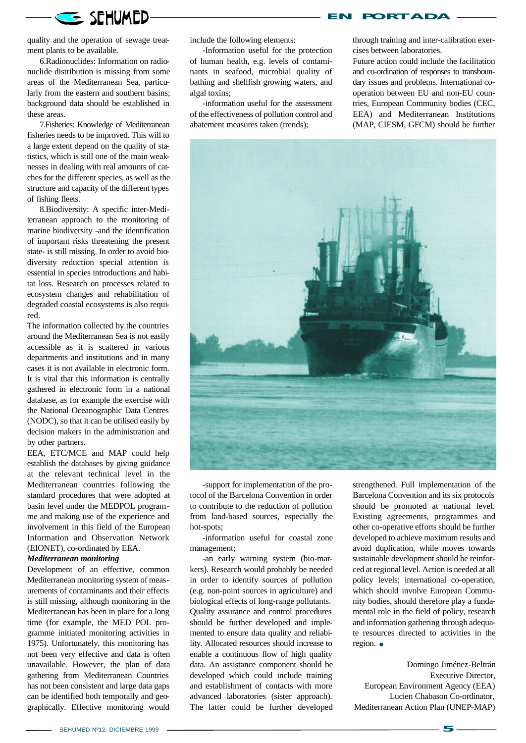quality and the operation of sewage treatment plants to be available.

6.Radionuclides: Information on radionuclide distribution is missing from some areas of the Mediterranean Sea, particularly from the eastern and southern basins; background data should be established in these areas.

7.Fisheries: Knowledge of Mediterranean fisheries needs to be improved. This will to a large extent depend on the quality of statistics, which is still one of the main weaknesses in dealing with real amounts of catches for the different species, as well as the structure and capacity of the different types of fishing fleets.

8.Biodiversity: A specific inter-Mediterranean approach to the monitoring of marine biodiversity -and the identification of important risks threatening the present state- is still missing. In order to avoid biodiversity reduction special attention is essential in species introductions and habitat loss. Research on processes related to ecosystem changes and rehabilitation of degraded coastal ecosystems is also required.

The information collected by the countries around the Mediterranean Sea is not easily accessible as it is scattered in various departments and institutions and in many cases it is not available in electronic form. It is vital that this information is centrally gathered in electronic form in a national database, as for example the exercise with the National Oceanographic Data Centres (NODC), so that it can be utilised easily by decision makers in the administration and by other partners.

EEA, ETC/MCE and MAP could help establish the databases by giving guidance at the relevant technical level in the Mediterranean countries following the standard procedures that were adopted at basin level under the MEDPOL programme and making use of the experience and involvement in this field of the European Information and Observation Network (EIONET), co-ordinated by EEA.

***Mediterranean monitoring***

Development of an effective, common Mediterranean monitoring system of measurements of contaminants and their effects is still missing, although monitoring in the Mediterranean has been in place for a long time (for example, the MED POL programme initiated monitoring activities in 1975). Unfortunately, this monitoring has not been very effective and data is often unavailable. However, the plan of data gathering from Mediterranean Countries has not been consistent and large data gaps can be identified both temporally and geographically. Effective monitoring would include the following elements:

-Information useful for the protection of human health, e.g. levels of contaminants in seafood, microbial quality of bathing and shellfish growing waters, and algal toxins;

-information useful for the assessment of the effectiveness of pollution control and abatement measures taken (trends);

-support for implementation of the protocol of the Barcelona Convention in order to contribute to the reduction of pollution from land-based sources, especially the hot-spots;

-information useful for coastal zone management;

-an early warning system (bio-markers). Research would probably be needed in order to identify sources of pollution (e.g. non-point sources in agriculture) and biological effects of long-range pollutants. Quality assurance and control procedures should be further developed and implemented to ensure data quality and reliability. Allocated resources should increase to enable a continuous flow of high quality data. An assistance component should be developed which could include training and establishment of contacts with more advanced laboratories (sister approach). The latter could be further developed through training and inter-calibration exercises between laboratories.

Future action could include the facilitation and co-ordination of responses to transboundary issues and problems. International co-operation between EU and non-EU countries, European Community bodies (CEC, EEA) and Mediterranean Institutions (MAP, CIESM, GFCM) should be further strengthened. Full implementation of the Barcelona Convention and its six protocols should be promoted at national level. Existing agreements, programmes and other co-operative efforts should be further developed to achieve maximum results and avoid duplication, while moves towards sustainable development should be reinforced at regional level. Action is needed at all policy levels; international co-operation, which should involve European Community bodies, should therefore play a fundamental role in the field of policy, research and information gathering through adequate resources directed to activities in the region. ●

Domingo Jiménez-Beltrán
Executive Director,
European Environment Agency (EEA)
Lucien Chabason Co-ordinator,
Mediterranean Action Plan (UNEP-MAP)